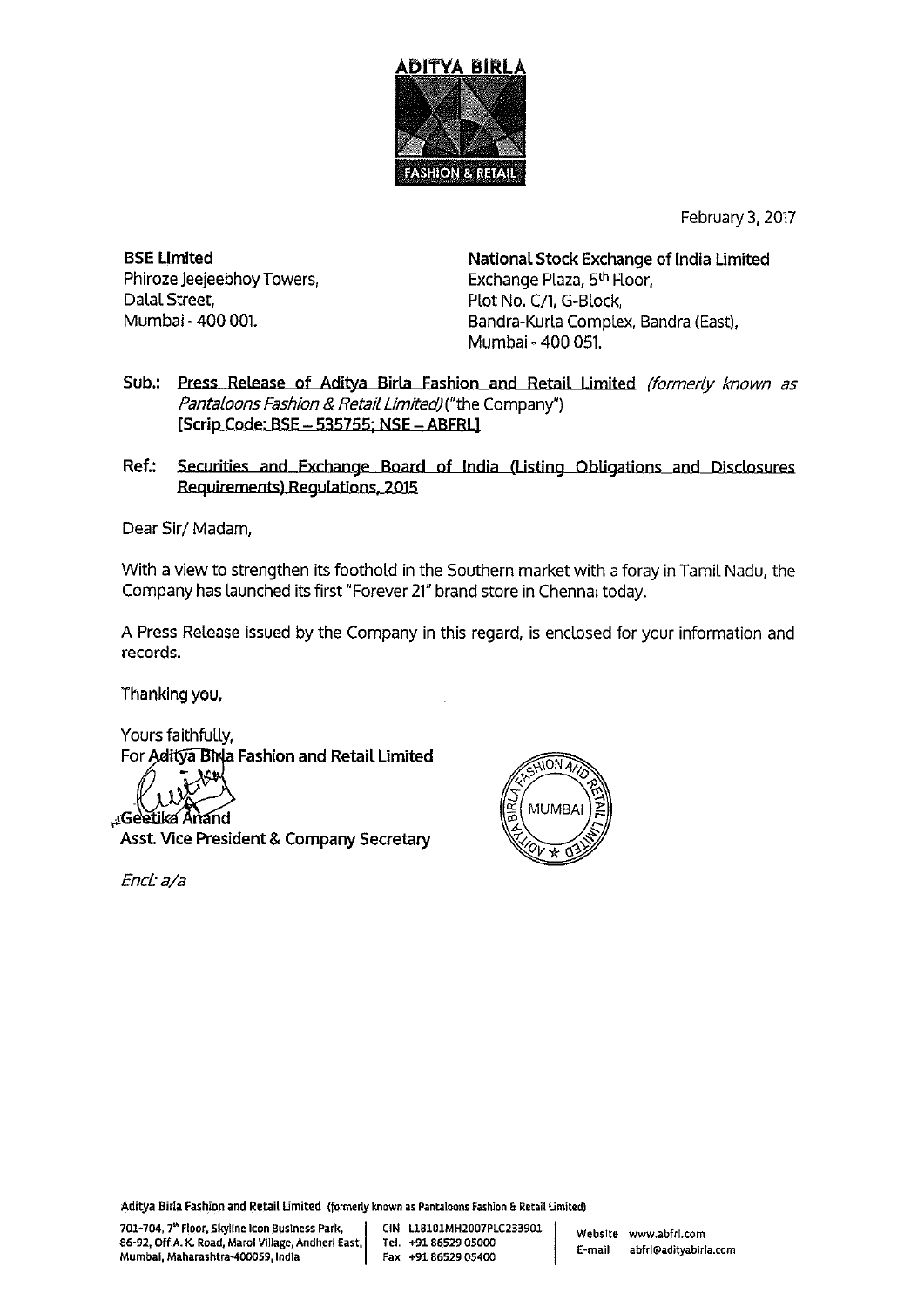ADITYA BIRLA
FASHION & RETAIL

February 3, 2017

**BSE Limited**
Phiroze Jeejeebhoy Towers,
Dalal Street,
Mumbai - 400 001.

**National Stock Exchange of India Limited**
Exchange Plaza, 5th Floor,
Plot No. C/1, G-Block,
Bandra-Kurla Complex, Bandra (East),
Mumbai - 400 051.

**Sub.:** Press Release of Aditya Birla Fashion and Retail Limited *(formerly known as Pantaloons Fashion & Retail Limited)* ("the Company")
**[Scrip Code: BSE – 535755; NSE – ABFRL]**

**Ref.:** Securities and Exchange Board of India (Listing Obligations and Disclosures Requirements) Regulations, 2015

Dear Sir/ Madam,

With a view to strengthen its foothold in the Southern market with a foray in Tamil Nadu, the Company has launched its first "Forever 21" brand store in Chennai today.

A Press Release issued by the Company in this regard, is enclosed for your information and records.

Thanking you,

Yours faithfully,
For **Aditya Birla Fashion and Retail Limited**

Geetika Anand
**Asst. Vice President & Company Secretary**

*Encl: a/a*

Aditya Birla Fashion and Retail Limited (formerly known as Pantaloons Fashion & Retail Limited)

701-704, 7th Floor, Skyline Icon Business Park, 86-92, Off A. K. Road, Marol Village, Andheri East, Mumbai, Maharashtra-400059, India
CIN L18101MH2007PLC233901
Tel. +91 86529 05000
Fax +91 86529 05400
Website www.abfrl.com
E-mail abfrl@adityabirla.com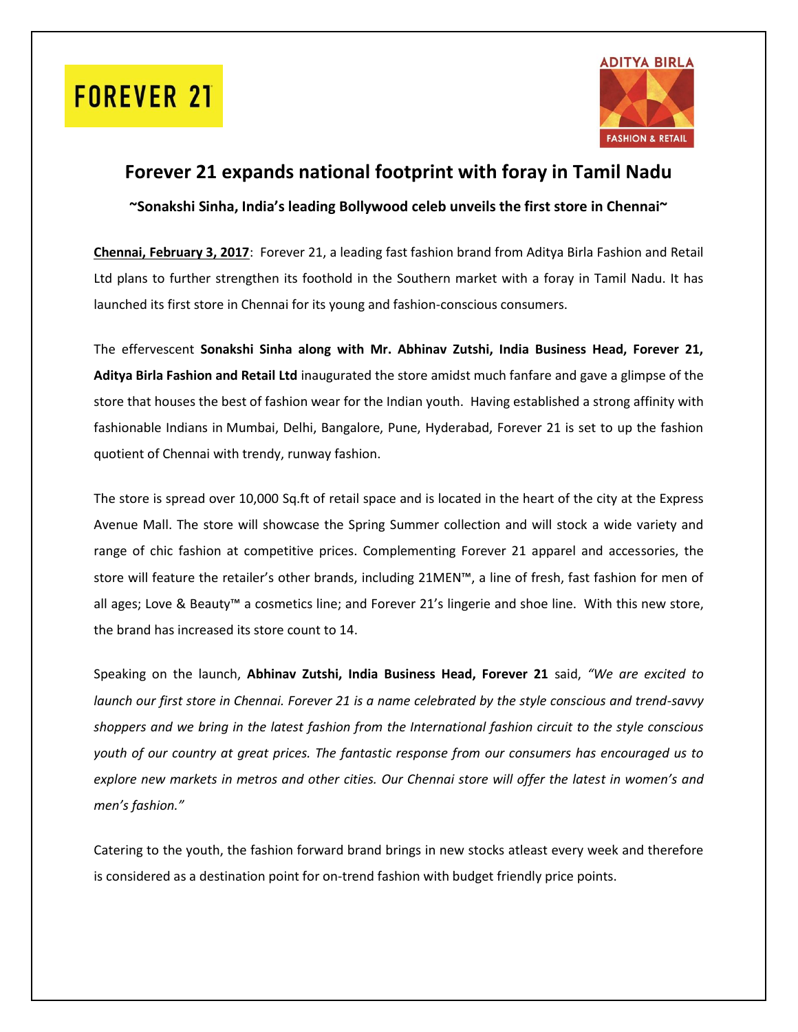FOREVER 21

ADITYA BIRLA
FASHION & RETAIL

# Forever 21 expands national footprint with foray in Tamil Nadu

**~Sonakshi Sinha, India's leading Bollywood celeb unveils the first store in Chennai~**

**Chennai, February 3, 2017**: Forever 21, a leading fast fashion brand from Aditya Birla Fashion and Retail Ltd plans to further strengthen its foothold in the Southern market with a foray in Tamil Nadu. It has launched its first store in Chennai for its young and fashion-conscious consumers.

The effervescent **Sonakshi Sinha along with Mr. Abhinav Zutshi, India Business Head, Forever 21, Aditya Birla Fashion and Retail Ltd** inaugurated the store amidst much fanfare and gave a glimpse of the store that houses the best of fashion wear for the Indian youth. Having established a strong affinity with fashionable Indians in Mumbai, Delhi, Bangalore, Pune, Hyderabad, Forever 21 is set to up the fashion quotient of Chennai with trendy, runway fashion.

The store is spread over 10,000 Sq.ft of retail space and is located in the heart of the city at the Express Avenue Mall. The store will showcase the Spring Summer collection and will stock a wide variety and range of chic fashion at competitive prices. Complementing Forever 21 apparel and accessories, the store will feature the retailer's other brands, including 21MEN™, a line of fresh, fast fashion for men of all ages; Love & Beauty™ a cosmetics line; and Forever 21's lingerie and shoe line. With this new store, the brand has increased its store count to 14.

Speaking on the launch, **Abhinav Zutshi, India Business Head, Forever 21** said, *"We are excited to launch our first store in Chennai. Forever 21 is a name celebrated by the style conscious and trend-savvy shoppers and we bring in the latest fashion from the International fashion circuit to the style conscious youth of our country at great prices. The fantastic response from our consumers has encouraged us to explore new markets in metros and other cities. Our Chennai store will offer the latest in women's and men's fashion."*

Catering to the youth, the fashion forward brand brings in new stocks atleast every week and therefore is considered as a destination point for on-trend fashion with budget friendly price points.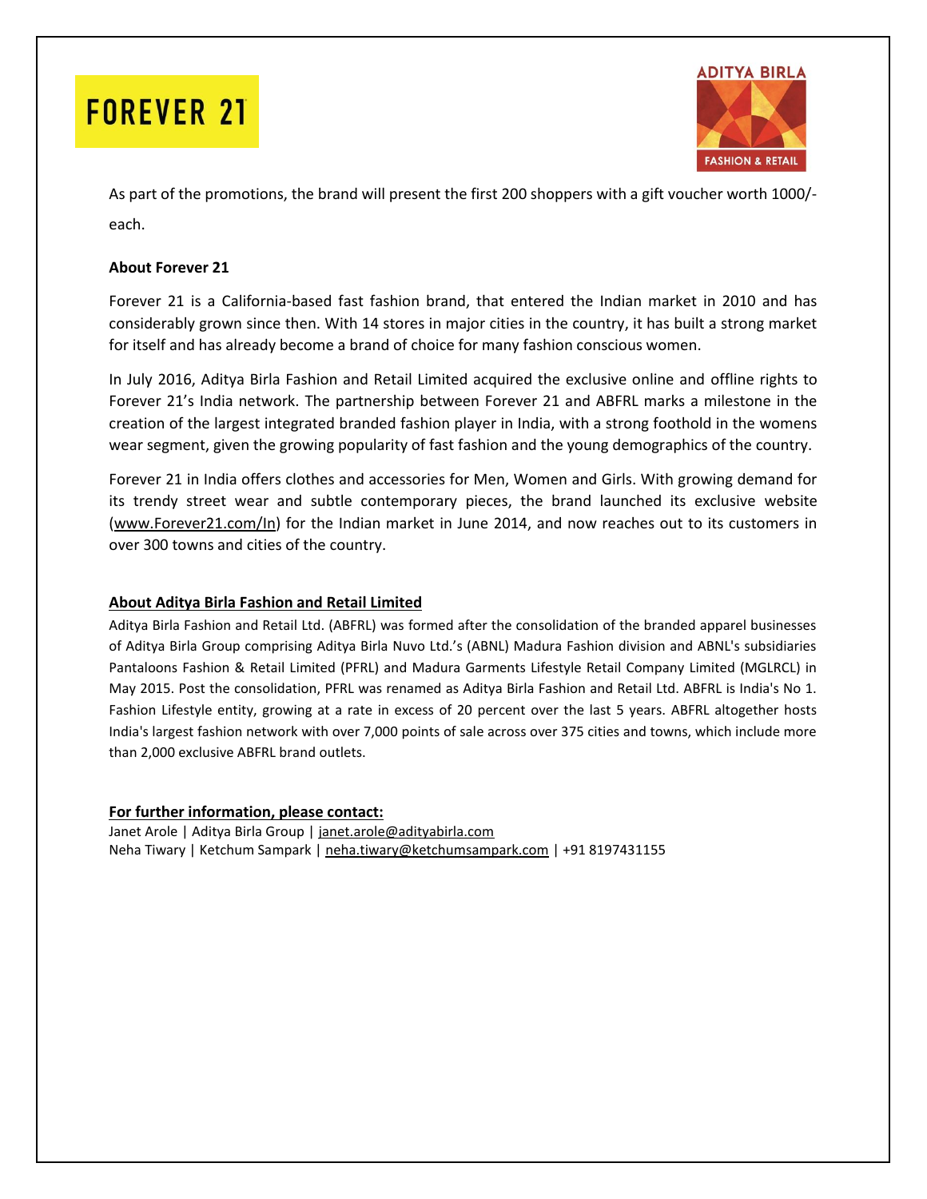As part of the promotions, the brand will present the first 200 shoppers with a gift voucher worth 1000/- each.

**About Forever 21**

Forever 21 is a California-based fast fashion brand, that entered the Indian market in 2010 and has considerably grown since then. With 14 stores in major cities in the country, it has built a strong market for itself and has already become a brand of choice for many fashion conscious women.

In July 2016, Aditya Birla Fashion and Retail Limited acquired the exclusive online and offline rights to Forever 21's India network. The partnership between Forever 21 and ABFRL marks a milestone in the creation of the largest integrated branded fashion player in India, with a strong foothold in the womens wear segment, given the growing popularity of fast fashion and the young demographics of the country.

Forever 21 in India offers clothes and accessories for Men, Women and Girls. With growing demand for its trendy street wear and subtle contemporary pieces, the brand launched its exclusive website (www.Forever21.com/In) for the Indian market in June 2014, and now reaches out to its customers in over 300 towns and cities of the country.

**About Aditya Birla Fashion and Retail Limited**

Aditya Birla Fashion and Retail Ltd. (ABFRL) was formed after the consolidation of the branded apparel businesses of Aditya Birla Group comprising Aditya Birla Nuvo Ltd.'s (ABNL) Madura Fashion division and ABNL's subsidiaries Pantaloons Fashion & Retail Limited (PFRL) and Madura Garments Lifestyle Retail Company Limited (MGLRCL) in May 2015. Post the consolidation, PFRL was renamed as Aditya Birla Fashion and Retail Ltd. ABFRL is India's No 1. Fashion Lifestyle entity, growing at a rate in excess of 20 percent over the last 5 years. ABFRL altogether hosts India's largest fashion network with over 7,000 points of sale across over 375 cities and towns, which include more than 2,000 exclusive ABFRL brand outlets.

**For further information, please contact:**

Janet Arole | Aditya Birla Group | janet.arole@adityabirla.com
Neha Tiwary | Ketchum Sampark | neha.tiwary@ketchumsampark.com | +91 8197431155